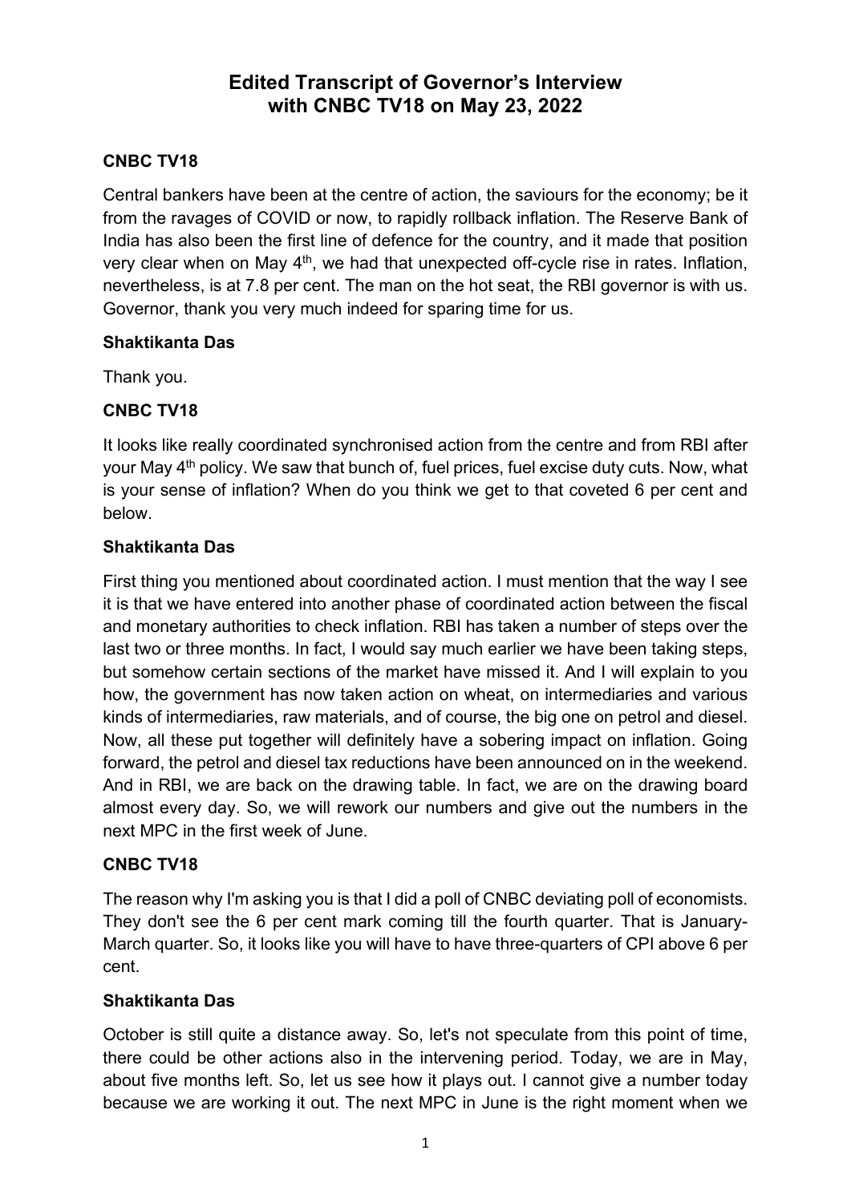# Edited Transcript of Governor's Interview with CNBC TV18 on May 23, 2022

**CNBC TV18**

Central bankers have been at the centre of action, the saviours for the economy; be it from the ravages of COVID or now, to rapidly rollback inflation. The Reserve Bank of India has also been the first line of defence for the country, and it made that position very clear when on May 4th, we had that unexpected off-cycle rise in rates. Inflation, nevertheless, is at 7.8 per cent. The man on the hot seat, the RBI governor is with us. Governor, thank you very much indeed for sparing time for us.

**Shaktikanta Das**

Thank you.

**CNBC TV18**

It looks like really coordinated synchronised action from the centre and from RBI after your May 4th policy. We saw that bunch of, fuel prices, fuel excise duty cuts. Now, what is your sense of inflation? When do you think we get to that coveted 6 per cent and below.

**Shaktikanta Das**

First thing you mentioned about coordinated action. I must mention that the way I see it is that we have entered into another phase of coordinated action between the fiscal and monetary authorities to check inflation. RBI has taken a number of steps over the last two or three months. In fact, I would say much earlier we have been taking steps, but somehow certain sections of the market have missed it. And I will explain to you how, the government has now taken action on wheat, on intermediaries and various kinds of intermediaries, raw materials, and of course, the big one on petrol and diesel. Now, all these put together will definitely have a sobering impact on inflation. Going forward, the petrol and diesel tax reductions have been announced on in the weekend. And in RBI, we are back on the drawing table. In fact, we are on the drawing board almost every day. So, we will rework our numbers and give out the numbers in the next MPC in the first week of June.

**CNBC TV18**

The reason why I'm asking you is that I did a poll of CNBC deviating poll of economists. They don't see the 6 per cent mark coming till the fourth quarter. That is January-March quarter. So, it looks like you will have to have three-quarters of CPI above 6 per cent.

**Shaktikanta Das**

October is still quite a distance away. So, let's not speculate from this point of time, there could be other actions also in the intervening period. Today, we are in May, about five months left. So, let us see how it plays out. I cannot give a number today because we are working it out. The next MPC in June is the right moment when we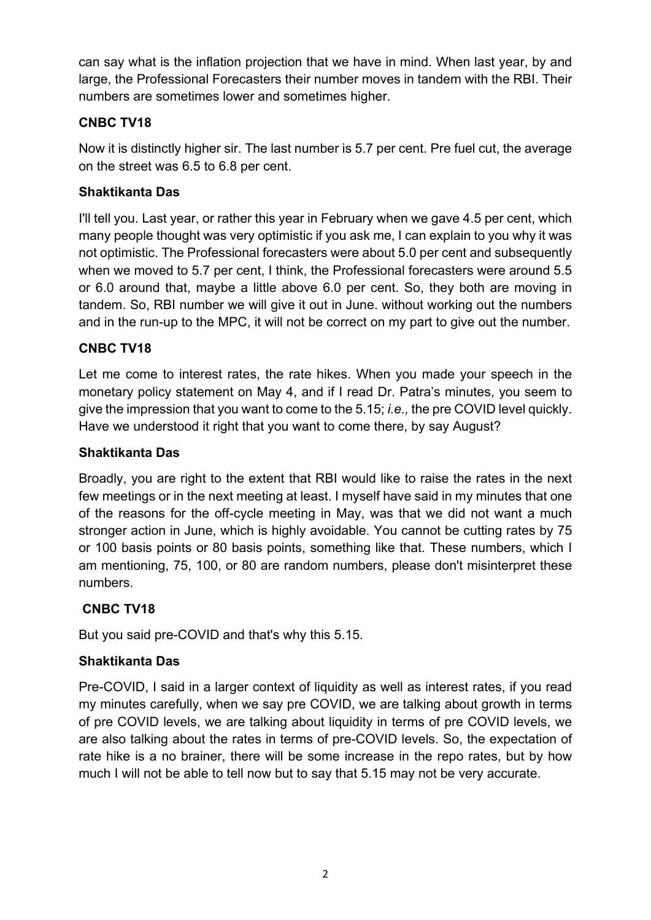can say what is the inflation projection that we have in mind. When last year, by and large, the Professional Forecasters their number moves in tandem with the RBI. Their numbers are sometimes lower and sometimes higher.

**CNBC TV18**

Now it is distinctly higher sir. The last number is 5.7 per cent. Pre fuel cut, the average on the street was 6.5 to 6.8 per cent.

**Shaktikanta Das**

I'll tell you. Last year, or rather this year in February when we gave 4.5 per cent, which many people thought was very optimistic if you ask me, I can explain to you why it was not optimistic. The Professional forecasters were about 5.0 per cent and subsequently when we moved to 5.7 per cent, I think, the Professional forecasters were around 5.5 or 6.0 around that, maybe a little above 6.0 per cent. So, they both are moving in tandem. So, RBI number we will give it out in June. without working out the numbers and in the run-up to the MPC, it will not be correct on my part to give out the number.

**CNBC TV18**

Let me come to interest rates, the rate hikes. When you made your speech in the monetary policy statement on May 4, and if I read Dr. Patra's minutes, you seem to give the impression that you want to come to the 5.15; *i.e.,* the pre COVID level quickly. Have we understood it right that you want to come there, by say August?

**Shaktikanta Das**

Broadly, you are right to the extent that RBI would like to raise the rates in the next few meetings or in the next meeting at least. I myself have said in my minutes that one of the reasons for the off-cycle meeting in May, was that we did not want a much stronger action in June, which is highly avoidable. You cannot be cutting rates by 75 or 100 basis points or 80 basis points, something like that. These numbers, which I am mentioning, 75, 100, or 80 are random numbers, please don't misinterpret these numbers.

**CNBC TV18**

But you said pre-COVID and that's why this 5.15.

**Shaktikanta Das**

Pre-COVID, I said in a larger context of liquidity as well as interest rates, if you read my minutes carefully, when we say pre COVID, we are talking about growth in terms of pre COVID levels, we are talking about liquidity in terms of pre COVID levels, we are also talking about the rates in terms of pre-COVID levels. So, the expectation of rate hike is a no brainer, there will be some increase in the repo rates, but by how much I will not be able to tell now but to say that 5.15 may not be very accurate.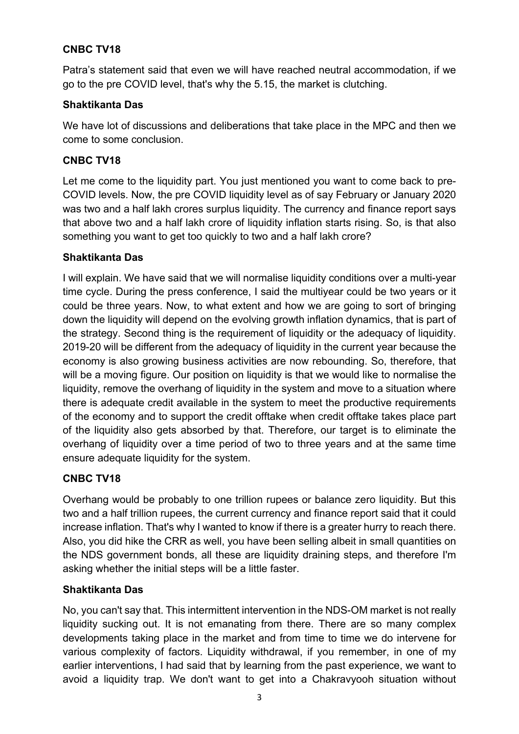**CNBC TV18**

Patra's statement said that even we will have reached neutral accommodation, if we go to the pre COVID level, that's why the 5.15, the market is clutching.

**Shaktikanta Das**

We have lot of discussions and deliberations that take place in the MPC and then we come to some conclusion.

**CNBC TV18**

Let me come to the liquidity part. You just mentioned you want to come back to pre-COVID levels. Now, the pre COVID liquidity level as of say February or January 2020 was two and a half lakh crores surplus liquidity. The currency and finance report says that above two and a half lakh crore of liquidity inflation starts rising. So, is that also something you want to get too quickly to two and a half lakh crore?

**Shaktikanta Das**

I will explain. We have said that we will normalise liquidity conditions over a multi-year time cycle. During the press conference, I said the multiyear could be two years or it could be three years. Now, to what extent and how we are going to sort of bringing down the liquidity will depend on the evolving growth inflation dynamics, that is part of the strategy. Second thing is the requirement of liquidity or the adequacy of liquidity. 2019-20 will be different from the adequacy of liquidity in the current year because the economy is also growing business activities are now rebounding. So, therefore, that will be a moving figure. Our position on liquidity is that we would like to normalise the liquidity, remove the overhang of liquidity in the system and move to a situation where there is adequate credit available in the system to meet the productive requirements of the economy and to support the credit offtake when credit offtake takes place part of the liquidity also gets absorbed by that. Therefore, our target is to eliminate the overhang of liquidity over a time period of two to three years and at the same time ensure adequate liquidity for the system.

**CNBC TV18**

Overhang would be probably to one trillion rupees or balance zero liquidity. But this two and a half trillion rupees, the current currency and finance report said that it could increase inflation. That's why I wanted to know if there is a greater hurry to reach there. Also, you did hike the CRR as well, you have been selling albeit in small quantities on the NDS government bonds, all these are liquidity draining steps, and therefore I'm asking whether the initial steps will be a little faster.

**Shaktikanta Das**

No, you can't say that. This intermittent intervention in the NDS-OM market is not really liquidity sucking out. It is not emanating from there. There are so many complex developments taking place in the market and from time to time we do intervene for various complexity of factors. Liquidity withdrawal, if you remember, in one of my earlier interventions, I had said that by learning from the past experience, we want to avoid a liquidity trap. We don't want to get into a Chakravyooh situation without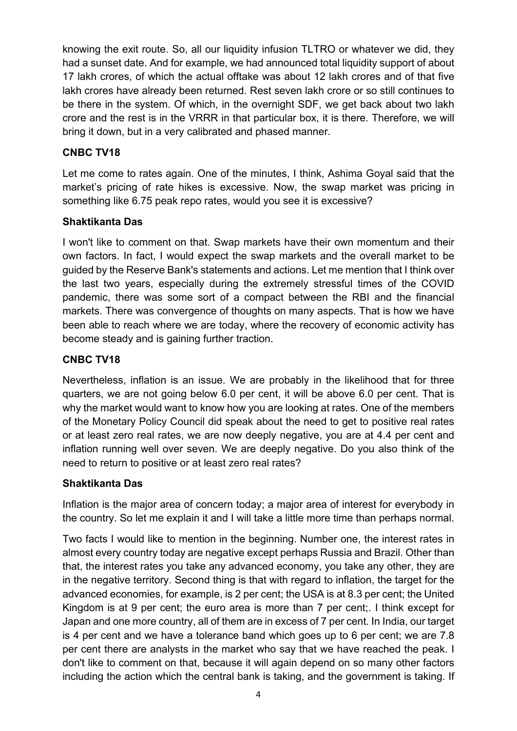knowing the exit route. So, all our liquidity infusion TLTRO or whatever we did, they had a sunset date. And for example, we had announced total liquidity support of about 17 lakh crores, of which the actual offtake was about 12 lakh crores and of that five lakh crores have already been returned. Rest seven lakh crore or so still continues to be there in the system. Of which, in the overnight SDF, we get back about two lakh crore and the rest is in the VRRR in that particular box, it is there. Therefore, we will bring it down, but in a very calibrated and phased manner.

**CNBC TV18**

Let me come to rates again. One of the minutes, I think, Ashima Goyal said that the market's pricing of rate hikes is excessive. Now, the swap market was pricing in something like 6.75 peak repo rates, would you see it is excessive?

**Shaktikanta Das**

I won't like to comment on that. Swap markets have their own momentum and their own factors. In fact, I would expect the swap markets and the overall market to be guided by the Reserve Bank's statements and actions. Let me mention that I think over the last two years, especially during the extremely stressful times of the COVID pandemic, there was some sort of a compact between the RBI and the financial markets. There was convergence of thoughts on many aspects. That is how we have been able to reach where we are today, where the recovery of economic activity has become steady and is gaining further traction.

**CNBC TV18**

Nevertheless, inflation is an issue. We are probably in the likelihood that for three quarters, we are not going below 6.0 per cent, it will be above 6.0 per cent. That is why the market would want to know how you are looking at rates. One of the members of the Monetary Policy Council did speak about the need to get to positive real rates or at least zero real rates, we are now deeply negative, you are at 4.4 per cent and inflation running well over seven. We are deeply negative. Do you also think of the need to return to positive or at least zero real rates?

**Shaktikanta Das**

Inflation is the major area of concern today; a major area of interest for everybody in the country. So let me explain it and I will take a little more time than perhaps normal.

Two facts I would like to mention in the beginning. Number one, the interest rates in almost every country today are negative except perhaps Russia and Brazil. Other than that, the interest rates you take any advanced economy, you take any other, they are in the negative territory. Second thing is that with regard to inflation, the target for the advanced economies, for example, is 2 per cent; the USA is at 8.3 per cent; the United Kingdom is at 9 per cent; the euro area is more than 7 per cent;. I think except for Japan and one more country, all of them are in excess of 7 per cent. In India, our target is 4 per cent and we have a tolerance band which goes up to 6 per cent; we are 7.8 per cent there are analysts in the market who say that we have reached the peak. I don't like to comment on that, because it will again depend on so many other factors including the action which the central bank is taking, and the government is taking. If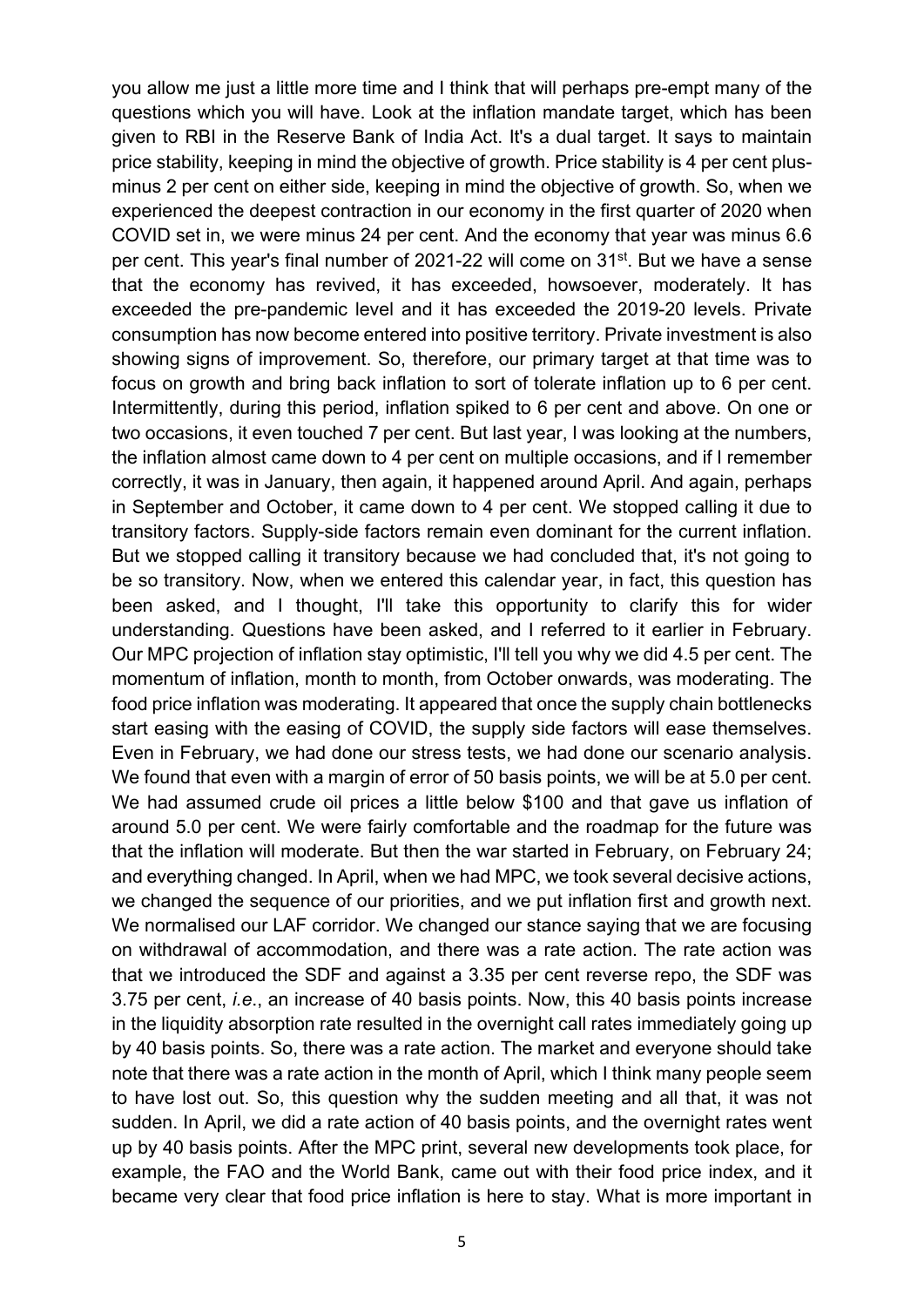you allow me just a little more time and I think that will perhaps pre-empt many of the questions which you will have. Look at the inflation mandate target, which has been given to RBI in the Reserve Bank of India Act. It's a dual target. It says to maintain price stability, keeping in mind the objective of growth. Price stability is 4 per cent plus-minus 2 per cent on either side, keeping in mind the objective of growth. So, when we experienced the deepest contraction in our economy in the first quarter of 2020 when COVID set in, we were minus 24 per cent. And the economy that year was minus 6.6 per cent. This year's final number of 2021-22 will come on 31st. But we have a sense that the economy has revived, it has exceeded, howsoever, moderately. It has exceeded the pre-pandemic level and it has exceeded the 2019-20 levels. Private consumption has now become entered into positive territory. Private investment is also showing signs of improvement. So, therefore, our primary target at that time was to focus on growth and bring back inflation to sort of tolerate inflation up to 6 per cent. Intermittently, during this period, inflation spiked to 6 per cent and above. On one or two occasions, it even touched 7 per cent. But last year, I was looking at the numbers, the inflation almost came down to 4 per cent on multiple occasions, and if I remember correctly, it was in January, then again, it happened around April. And again, perhaps in September and October, it came down to 4 per cent. We stopped calling it due to transitory factors. Supply-side factors remain even dominant for the current inflation. But we stopped calling it transitory because we had concluded that, it's not going to be so transitory. Now, when we entered this calendar year, in fact, this question has been asked, and I thought, I'll take this opportunity to clarify this for wider understanding. Questions have been asked, and I referred to it earlier in February. Our MPC projection of inflation stay optimistic, I'll tell you why we did 4.5 per cent. The momentum of inflation, month to month, from October onwards, was moderating. The food price inflation was moderating. It appeared that once the supply chain bottlenecks start easing with the easing of COVID, the supply side factors will ease themselves. Even in February, we had done our stress tests, we had done our scenario analysis. We found that even with a margin of error of 50 basis points, we will be at 5.0 per cent. We had assumed crude oil prices a little below $100 and that gave us inflation of around 5.0 per cent. We were fairly comfortable and the roadmap for the future was that the inflation will moderate. But then the war started in February, on February 24; and everything changed. In April, when we had MPC, we took several decisive actions, we changed the sequence of our priorities, and we put inflation first and growth next. We normalised our LAF corridor. We changed our stance saying that we are focusing on withdrawal of accommodation, and there was a rate action. The rate action was that we introduced the SDF and against a 3.35 per cent reverse repo, the SDF was 3.75 per cent, *i.e.*, an increase of 40 basis points. Now, this 40 basis points increase in the liquidity absorption rate resulted in the overnight call rates immediately going up by 40 basis points. So, there was a rate action. The market and everyone should take note that there was a rate action in the month of April, which I think many people seem to have lost out. So, this question why the sudden meeting and all that, it was not sudden. In April, we did a rate action of 40 basis points, and the overnight rates went up by 40 basis points. After the MPC print, several new developments took place, for example, the FAO and the World Bank, came out with their food price index, and it became very clear that food price inflation is here to stay. What is more important in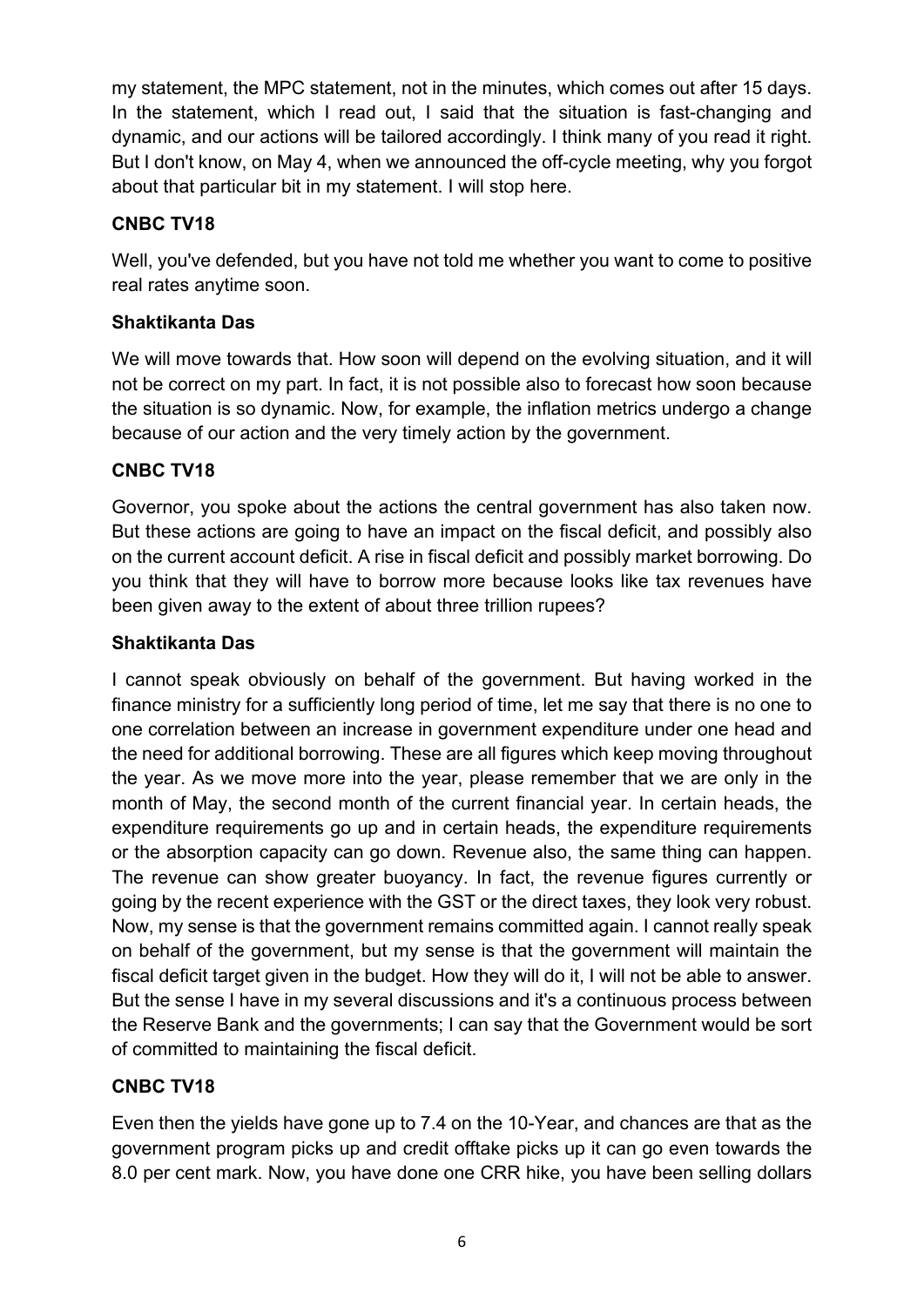my statement, the MPC statement, not in the minutes, which comes out after 15 days. In the statement, which I read out, I said that the situation is fast-changing and dynamic, and our actions will be tailored accordingly. I think many of you read it right. But I don't know, on May 4, when we announced the off-cycle meeting, why you forgot about that particular bit in my statement. I will stop here.

**CNBC TV18**

Well, you've defended, but you have not told me whether you want to come to positive real rates anytime soon.

**Shaktikanta Das**

We will move towards that. How soon will depend on the evolving situation, and it will not be correct on my part. In fact, it is not possible also to forecast how soon because the situation is so dynamic. Now, for example, the inflation metrics undergo a change because of our action and the very timely action by the government.

**CNBC TV18**

Governor, you spoke about the actions the central government has also taken now. But these actions are going to have an impact on the fiscal deficit, and possibly also on the current account deficit. A rise in fiscal deficit and possibly market borrowing. Do you think that they will have to borrow more because looks like tax revenues have been given away to the extent of about three trillion rupees?

**Shaktikanta Das**

I cannot speak obviously on behalf of the government. But having worked in the finance ministry for a sufficiently long period of time, let me say that there is no one to one correlation between an increase in government expenditure under one head and the need for additional borrowing. These are all figures which keep moving throughout the year. As we move more into the year, please remember that we are only in the month of May, the second month of the current financial year. In certain heads, the expenditure requirements go up and in certain heads, the expenditure requirements or the absorption capacity can go down. Revenue also, the same thing can happen. The revenue can show greater buoyancy. In fact, the revenue figures currently or going by the recent experience with the GST or the direct taxes, they look very robust. Now, my sense is that the government remains committed again. I cannot really speak on behalf of the government, but my sense is that the government will maintain the fiscal deficit target given in the budget. How they will do it, I will not be able to answer. But the sense I have in my several discussions and it's a continuous process between the Reserve Bank and the governments; I can say that the Government would be sort of committed to maintaining the fiscal deficit.

**CNBC TV18**

Even then the yields have gone up to 7.4 on the 10-Year, and chances are that as the government program picks up and credit offtake picks up it can go even towards the 8.0 per cent mark. Now, you have done one CRR hike, you have been selling dollars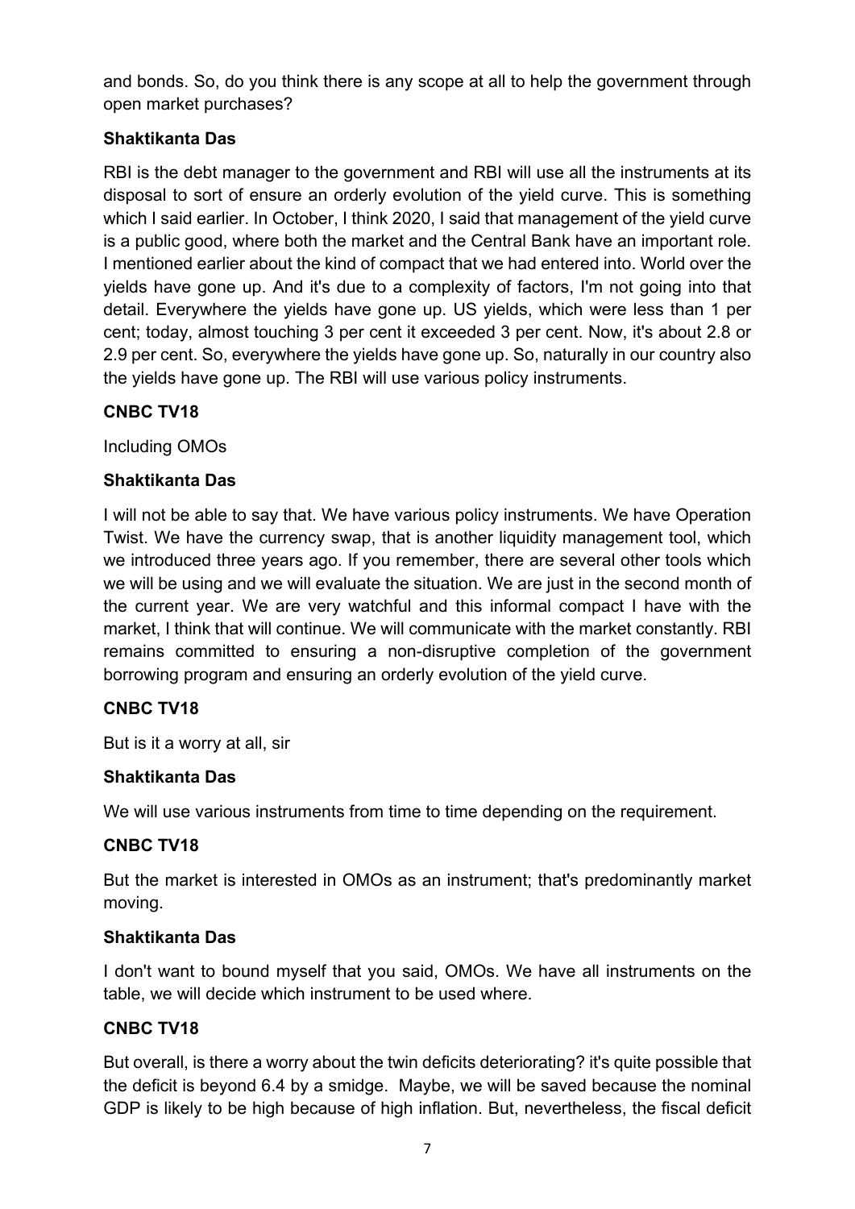and bonds. So, do you think there is any scope at all to help the government through open market purchases?

**Shaktikanta Das**

RBI is the debt manager to the government and RBI will use all the instruments at its disposal to sort of ensure an orderly evolution of the yield curve. This is something which I said earlier. In October, I think 2020, I said that management of the yield curve is a public good, where both the market and the Central Bank have an important role. I mentioned earlier about the kind of compact that we had entered into. World over the yields have gone up. And it's due to a complexity of factors, I'm not going into that detail. Everywhere the yields have gone up. US yields, which were less than 1 per cent; today, almost touching 3 per cent it exceeded 3 per cent. Now, it's about 2.8 or 2.9 per cent. So, everywhere the yields have gone up. So, naturally in our country also the yields have gone up. The RBI will use various policy instruments.

**CNBC TV18**

Including OMOs

**Shaktikanta Das**

I will not be able to say that. We have various policy instruments. We have Operation Twist. We have the currency swap, that is another liquidity management tool, which we introduced three years ago. If you remember, there are several other tools which we will be using and we will evaluate the situation. We are just in the second month of the current year. We are very watchful and this informal compact I have with the market, I think that will continue. We will communicate with the market constantly. RBI remains committed to ensuring a non-disruptive completion of the government borrowing program and ensuring an orderly evolution of the yield curve.

**CNBC TV18**

But is it a worry at all, sir

**Shaktikanta Das**

We will use various instruments from time to time depending on the requirement.

**CNBC TV18**

But the market is interested in OMOs as an instrument; that's predominantly market moving.

**Shaktikanta Das**

I don't want to bound myself that you said, OMOs. We have all instruments on the table, we will decide which instrument to be used where.

**CNBC TV18**

But overall, is there a worry about the twin deficits deteriorating? it's quite possible that the deficit is beyond 6.4 by a smidge. Maybe, we will be saved because the nominal GDP is likely to be high because of high inflation. But, nevertheless, the fiscal deficit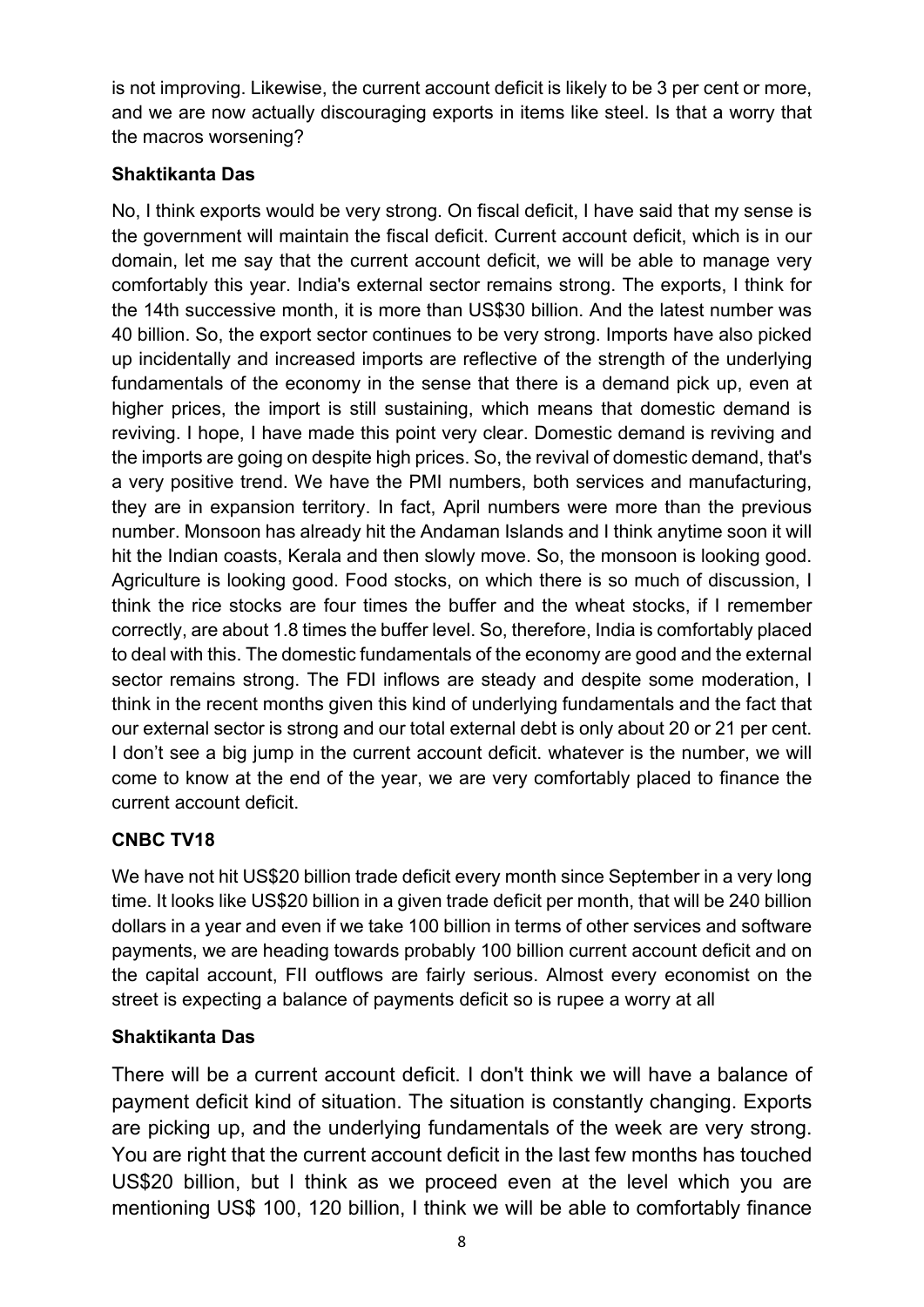is not improving. Likewise, the current account deficit is likely to be 3 per cent or more, and we are now actually discouraging exports in items like steel. Is that a worry that the macros worsening?

**Shaktikanta Das**

No, I think exports would be very strong. On fiscal deficit, I have said that my sense is the government will maintain the fiscal deficit. Current account deficit, which is in our domain, let me say that the current account deficit, we will be able to manage very comfortably this year. India's external sector remains strong. The exports, I think for the 14th successive month, it is more than US$30 billion. And the latest number was 40 billion. So, the export sector continues to be very strong. Imports have also picked up incidentally and increased imports are reflective of the strength of the underlying fundamentals of the economy in the sense that there is a demand pick up, even at higher prices, the import is still sustaining, which means that domestic demand is reviving. I hope, I have made this point very clear. Domestic demand is reviving and the imports are going on despite high prices. So, the revival of domestic demand, that's a very positive trend. We have the PMI numbers, both services and manufacturing, they are in expansion territory. In fact, April numbers were more than the previous number. Monsoon has already hit the Andaman Islands and I think anytime soon it will hit the Indian coasts, Kerala and then slowly move. So, the monsoon is looking good. Agriculture is looking good. Food stocks, on which there is so much of discussion, I think the rice stocks are four times the buffer and the wheat stocks, if I remember correctly, are about 1.8 times the buffer level. So, therefore, India is comfortably placed to deal with this. The domestic fundamentals of the economy are good and the external sector remains strong. The FDI inflows are steady and despite some moderation, I think in the recent months given this kind of underlying fundamentals and the fact that our external sector is strong and our total external debt is only about 20 or 21 per cent. I don't see a big jump in the current account deficit. whatever is the number, we will come to know at the end of the year, we are very comfortably placed to finance the current account deficit.

**CNBC TV18**

We have not hit US$20 billion trade deficit every month since September in a very long time. It looks like US$20 billion in a given trade deficit per month, that will be 240 billion dollars in a year and even if we take 100 billion in terms of other services and software payments, we are heading towards probably 100 billion current account deficit and on the capital account, FII outflows are fairly serious. Almost every economist on the street is expecting a balance of payments deficit so is rupee a worry at all

**Shaktikanta Das**

There will be a current account deficit. I don't think we will have a balance of payment deficit kind of situation. The situation is constantly changing. Exports are picking up, and the underlying fundamentals of the week are very strong. You are right that the current account deficit in the last few months has touched US$20 billion, but I think as we proceed even at the level which you are mentioning US$ 100, 120 billion, I think we will be able to comfortably finance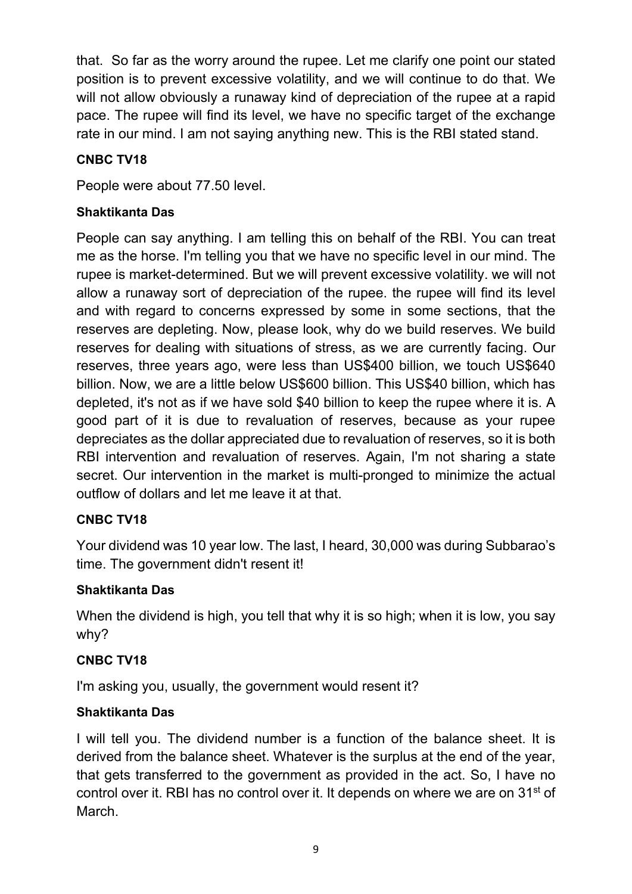that. So far as the worry around the rupee. Let me clarify one point our stated position is to prevent excessive volatility, and we will continue to do that. We will not allow obviously a runaway kind of depreciation of the rupee at a rapid pace. The rupee will find its level, we have no specific target of the exchange rate in our mind. I am not saying anything new. This is the RBI stated stand.

**CNBC TV18**

People were about 77.50 level.

**Shaktikanta Das**

People can say anything. I am telling this on behalf of the RBI. You can treat me as the horse. I'm telling you that we have no specific level in our mind. The rupee is market-determined. But we will prevent excessive volatility. we will not allow a runaway sort of depreciation of the rupee. the rupee will find its level and with regard to concerns expressed by some in some sections, that the reserves are depleting. Now, please look, why do we build reserves. We build reserves for dealing with situations of stress, as we are currently facing. Our reserves, three years ago, were less than US$400 billion, we touch US$640 billion. Now, we are a little below US$600 billion. This US$40 billion, which has depleted, it's not as if we have sold $40 billion to keep the rupee where it is. A good part of it is due to revaluation of reserves, because as your rupee depreciates as the dollar appreciated due to revaluation of reserves, so it is both RBI intervention and revaluation of reserves. Again, I'm not sharing a state secret. Our intervention in the market is multi-pronged to minimize the actual outflow of dollars and let me leave it at that.

**CNBC TV18**

Your dividend was 10 year low. The last, I heard, 30,000 was during Subbarao's time. The government didn't resent it!

**Shaktikanta Das**

When the dividend is high, you tell that why it is so high; when it is low, you say why?

**CNBC TV18**

I'm asking you, usually, the government would resent it?

**Shaktikanta Das**

I will tell you. The dividend number is a function of the balance sheet. It is derived from the balance sheet. Whatever is the surplus at the end of the year, that gets transferred to the government as provided in the act. So, I have no control over it. RBI has no control over it. It depends on where we are on 31st of March.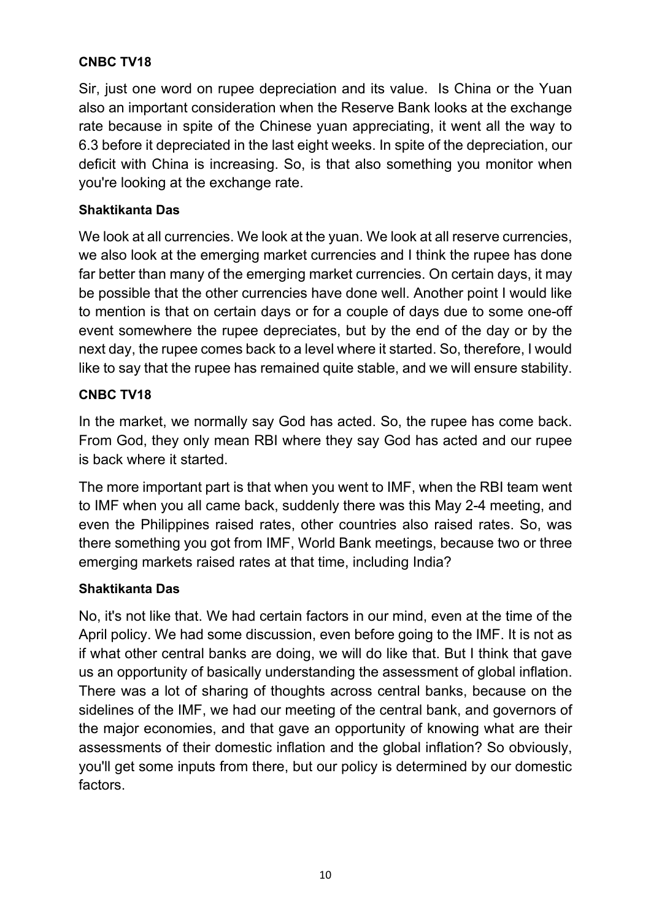**CNBC TV18**

Sir, just one word on rupee depreciation and its value. Is China or the Yuan also an important consideration when the Reserve Bank looks at the exchange rate because in spite of the Chinese yuan appreciating, it went all the way to 6.3 before it depreciated in the last eight weeks. In spite of the depreciation, our deficit with China is increasing. So, is that also something you monitor when you're looking at the exchange rate.

**Shaktikanta Das**

We look at all currencies. We look at the yuan. We look at all reserve currencies, we also look at the emerging market currencies and I think the rupee has done far better than many of the emerging market currencies. On certain days, it may be possible that the other currencies have done well. Another point I would like to mention is that on certain days or for a couple of days due to some one-off event somewhere the rupee depreciates, but by the end of the day or by the next day, the rupee comes back to a level where it started. So, therefore, I would like to say that the rupee has remained quite stable, and we will ensure stability.

**CNBC TV18**

In the market, we normally say God has acted. So, the rupee has come back. From God, they only mean RBI where they say God has acted and our rupee is back where it started.

The more important part is that when you went to IMF, when the RBI team went to IMF when you all came back, suddenly there was this May 2-4 meeting, and even the Philippines raised rates, other countries also raised rates. So, was there something you got from IMF, World Bank meetings, because two or three emerging markets raised rates at that time, including India?

**Shaktikanta Das**

No, it's not like that. We had certain factors in our mind, even at the time of the April policy. We had some discussion, even before going to the IMF. It is not as if what other central banks are doing, we will do like that. But I think that gave us an opportunity of basically understanding the assessment of global inflation. There was a lot of sharing of thoughts across central banks, because on the sidelines of the IMF, we had our meeting of the central bank, and governors of the major economies, and that gave an opportunity of knowing what are their assessments of their domestic inflation and the global inflation? So obviously, you'll get some inputs from there, but our policy is determined by our domestic factors.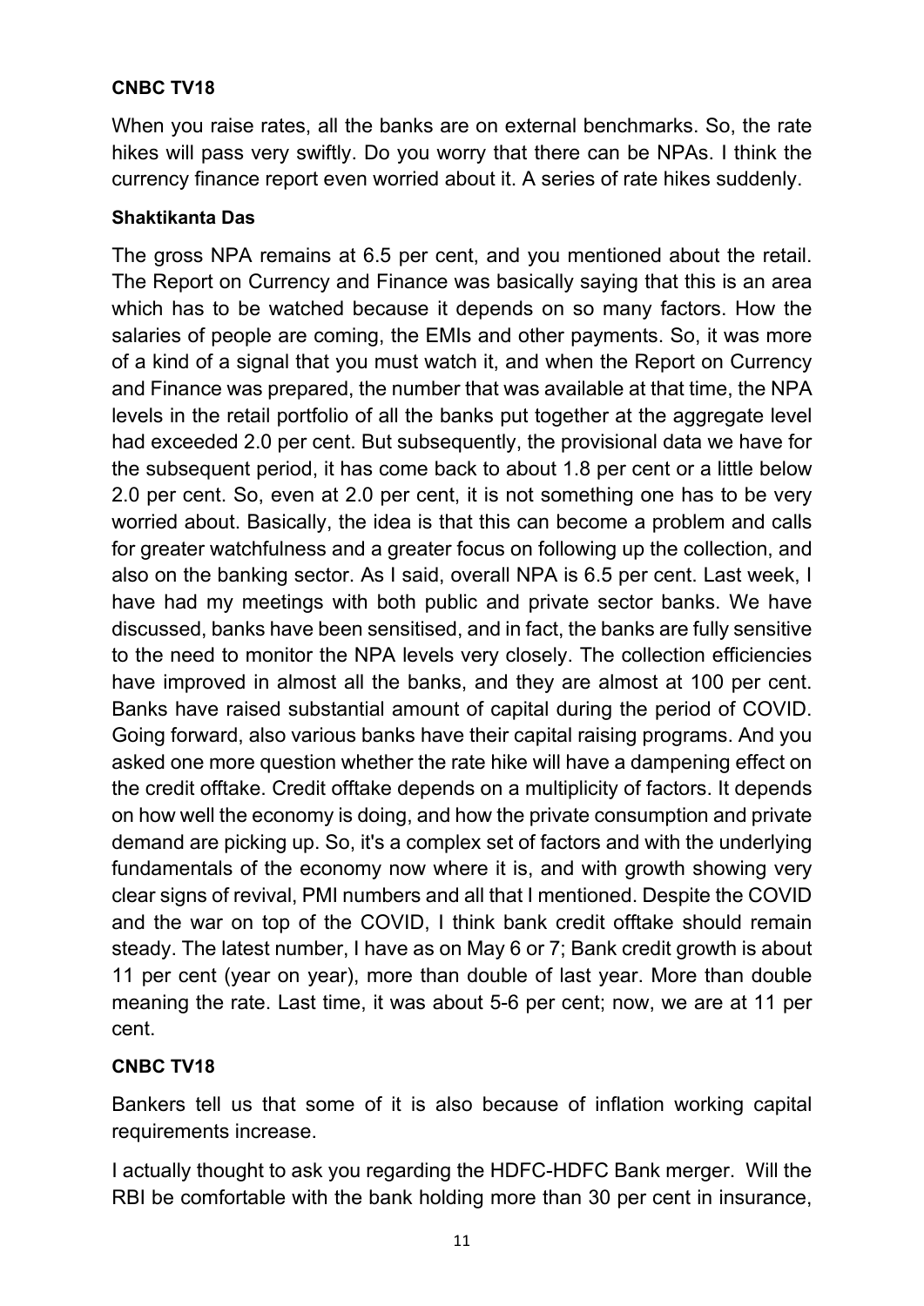**CNBC TV18**

When you raise rates, all the banks are on external benchmarks. So, the rate hikes will pass very swiftly. Do you worry that there can be NPAs. I think the currency finance report even worried about it. A series of rate hikes suddenly.

**Shaktikanta Das**

The gross NPA remains at 6.5 per cent, and you mentioned about the retail. The Report on Currency and Finance was basically saying that this is an area which has to be watched because it depends on so many factors. How the salaries of people are coming, the EMIs and other payments. So, it was more of a kind of a signal that you must watch it, and when the Report on Currency and Finance was prepared, the number that was available at that time, the NPA levels in the retail portfolio of all the banks put together at the aggregate level had exceeded 2.0 per cent. But subsequently, the provisional data we have for the subsequent period, it has come back to about 1.8 per cent or a little below 2.0 per cent. So, even at 2.0 per cent, it is not something one has to be very worried about. Basically, the idea is that this can become a problem and calls for greater watchfulness and a greater focus on following up the collection, and also on the banking sector. As I said, overall NPA is 6.5 per cent. Last week, I have had my meetings with both public and private sector banks. We have discussed, banks have been sensitised, and in fact, the banks are fully sensitive to the need to monitor the NPA levels very closely. The collection efficiencies have improved in almost all the banks, and they are almost at 100 per cent. Banks have raised substantial amount of capital during the period of COVID. Going forward, also various banks have their capital raising programs. And you asked one more question whether the rate hike will have a dampening effect on the credit offtake. Credit offtake depends on a multiplicity of factors. It depends on how well the economy is doing, and how the private consumption and private demand are picking up. So, it's a complex set of factors and with the underlying fundamentals of the economy now where it is, and with growth showing very clear signs of revival, PMI numbers and all that I mentioned. Despite the COVID and the war on top of the COVID, I think bank credit offtake should remain steady. The latest number, I have as on May 6 or 7; Bank credit growth is about 11 per cent (year on year), more than double of last year. More than double meaning the rate. Last time, it was about 5-6 per cent; now, we are at 11 per cent.

**CNBC TV18**

Bankers tell us that some of it is also because of inflation working capital requirements increase.

I actually thought to ask you regarding the HDFC-HDFC Bank merger. Will the RBI be comfortable with the bank holding more than 30 per cent in insurance,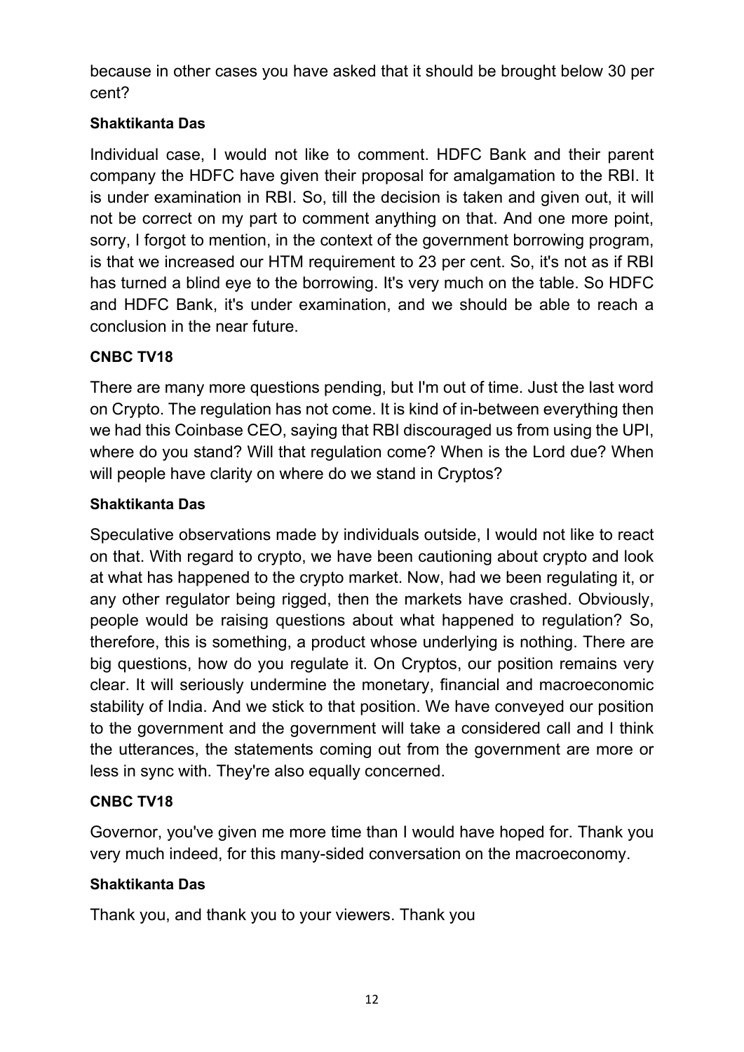because in other cases you have asked that it should be brought below 30 per cent?

**Shaktikanta Das**

Individual case, I would not like to comment. HDFC Bank and their parent company the HDFC have given their proposal for amalgamation to the RBI. It is under examination in RBI. So, till the decision is taken and given out, it will not be correct on my part to comment anything on that. And one more point, sorry, I forgot to mention, in the context of the government borrowing program, is that we increased our HTM requirement to 23 per cent. So, it's not as if RBI has turned a blind eye to the borrowing. It's very much on the table. So HDFC and HDFC Bank, it's under examination, and we should be able to reach a conclusion in the near future.

**CNBC TV18**

There are many more questions pending, but I'm out of time. Just the last word on Crypto. The regulation has not come. It is kind of in-between everything then we had this Coinbase CEO, saying that RBI discouraged us from using the UPI, where do you stand? Will that regulation come? When is the Lord due? When will people have clarity on where do we stand in Cryptos?

**Shaktikanta Das**

Speculative observations made by individuals outside, I would not like to react on that. With regard to crypto, we have been cautioning about crypto and look at what has happened to the crypto market. Now, had we been regulating it, or any other regulator being rigged, then the markets have crashed. Obviously, people would be raising questions about what happened to regulation? So, therefore, this is something, a product whose underlying is nothing. There are big questions, how do you regulate it. On Cryptos, our position remains very clear. It will seriously undermine the monetary, financial and macroeconomic stability of India. And we stick to that position. We have conveyed our position to the government and the government will take a considered call and I think the utterances, the statements coming out from the government are more or less in sync with. They're also equally concerned.

**CNBC TV18**

Governor, you've given me more time than I would have hoped for. Thank you very much indeed, for this many-sided conversation on the macroeconomy.

**Shaktikanta Das**

Thank you, and thank you to your viewers. Thank you